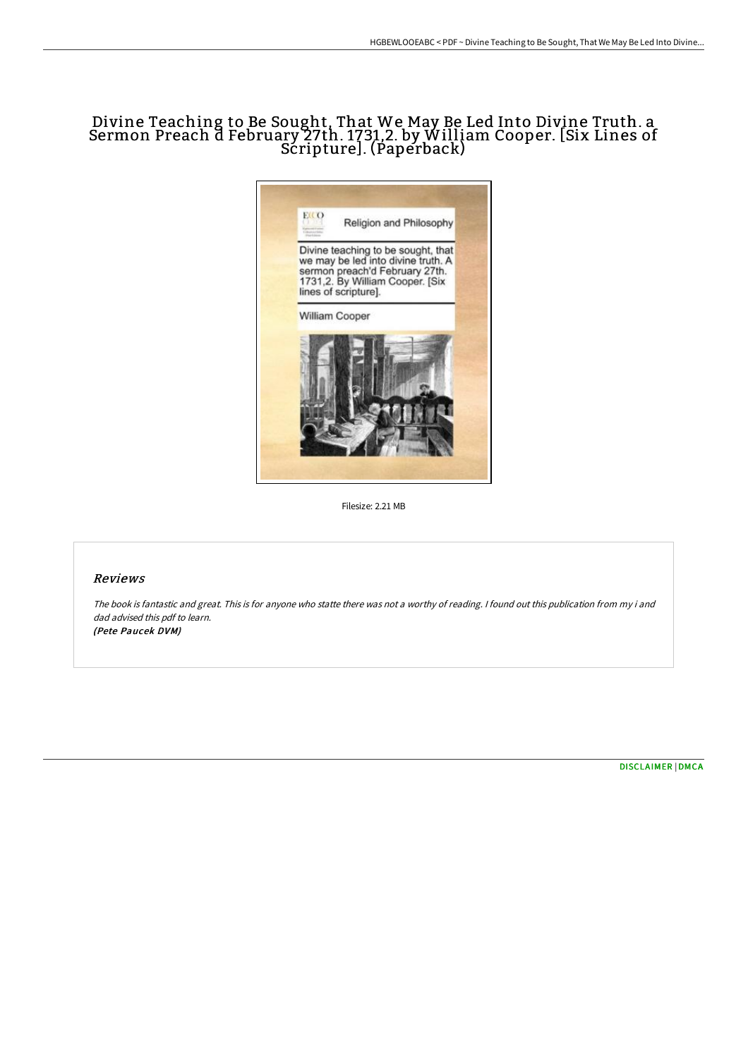# Divine Teaching to Be Sought, That We May Be Led Into Divine Truth. a Sermon Preach d February 27th. 1731,2. by William Cooper. [Six Lines of Scripture]. (Paperback)

Filesize: 2.21 MB

## Reviews

*The book is fantastic and great. This is for anyone who statte there was not a worthy of reading. I found out this publication from my i and dad advised this pdf to learn.*
***(Pete Paucek DVM)***

DISCLAIMER | DMCA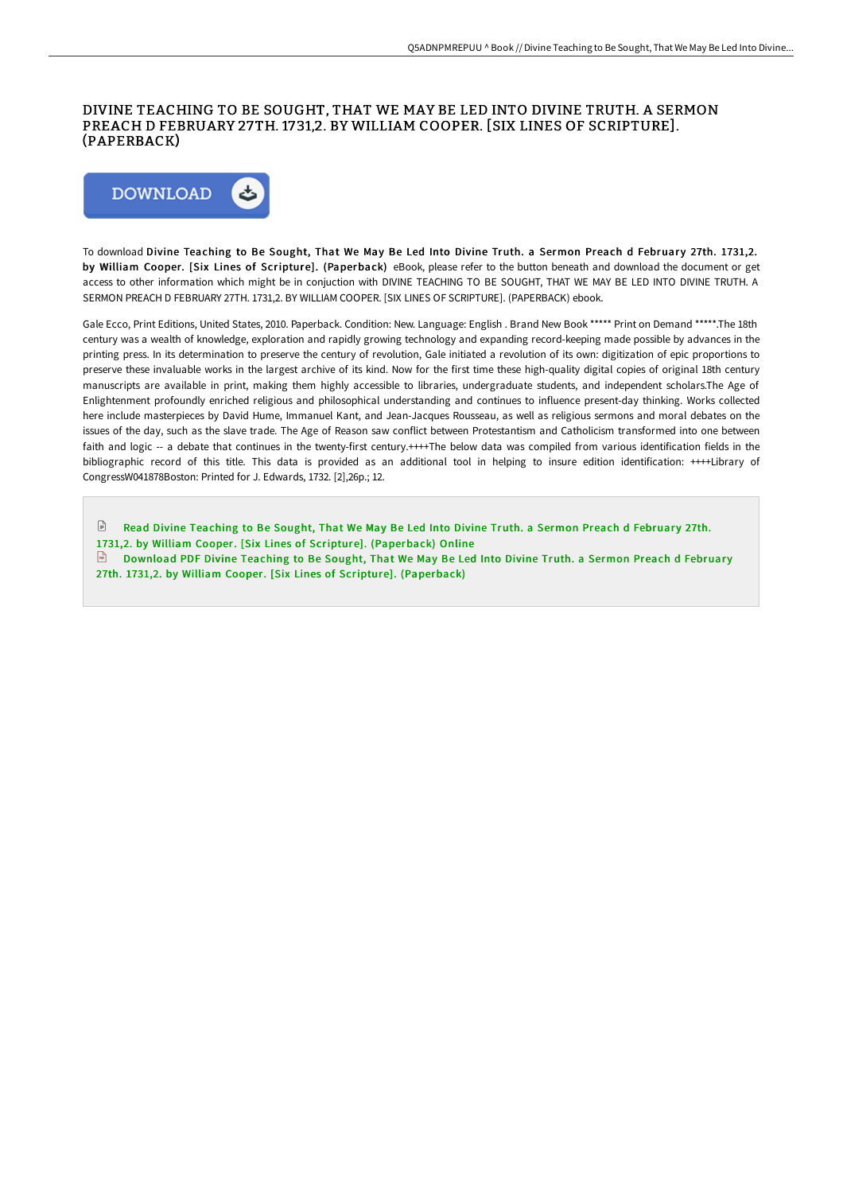# DIVINE TEACHING TO BE SOUGHT, THAT WE MAY BE LED INTO DIVINE TRUTH. A SERMON PREACH D FEBRUARY 27TH. 1731,2. BY WILLIAM COOPER. [SIX LINES OF SCRIPTURE]. (PAPERBACK)

DOWNLOAD

To download **Divine Teaching to Be Sought, That We May Be Led Into Divine Truth. a Sermon Preach d February 27th. 1731,2. by William Cooper. [Six Lines of Scripture]. (Paperback)** eBook, please refer to the button beneath and download the document or get access to other information which might be in conjuction with DIVINE TEACHING TO BE SOUGHT, THAT WE MAY BE LED INTO DIVINE TRUTH. A SERMON PREACH D FEBRUARY 27TH. 1731,2. BY WILLIAM COOPER. [SIX LINES OF SCRIPTURE]. (PAPERBACK) ebook.

Gale Ecco, Print Editions, United States, 2010. Paperback. Condition: New. Language: English . Brand New Book ***** Print on Demand *****.The 18th century was a wealth of knowledge, exploration and rapidly growing technology and expanding record-keeping made possible by advances in the printing press. In its determination to preserve the century of revolution, Gale initiated a revolution of its own: digitization of epic proportions to preserve these invaluable works in the largest archive of its kind. Now for the first time these high-quality digital copies of original 18th century manuscripts are available in print, making them highly accessible to libraries, undergraduate students, and independent scholars.The Age of Enlightenment profoundly enriched religious and philosophical understanding and continues to influence present-day thinking. Works collected here include masterpieces by David Hume, Immanuel Kant, and Jean-Jacques Rousseau, as well as religious sermons and moral debates on the issues of the day, such as the slave trade. The Age of Reason saw conflict between Protestantism and Catholicism transformed into one between faith and logic -- a debate that continues in the twenty-first century.++++The below data was compiled from various identification fields in the bibliographic record of this title. This data is provided as an additional tool in helping to insure edition identification: ++++Library of CongressW041878Boston: Printed for J. Edwards, 1732. [2],26p.; 12.

Read Divine Teaching to Be Sought, That We May Be Led Into Divine Truth. a Sermon Preach d February 27th. 1731,2. by William Cooper. [Six Lines of Scripture]. (Paperback) Online

Download PDF Divine Teaching to Be Sought, That We May Be Led Into Divine Truth. a Sermon Preach d February 27th. 1731,2. by William Cooper. [Six Lines of Scripture]. (Paperback)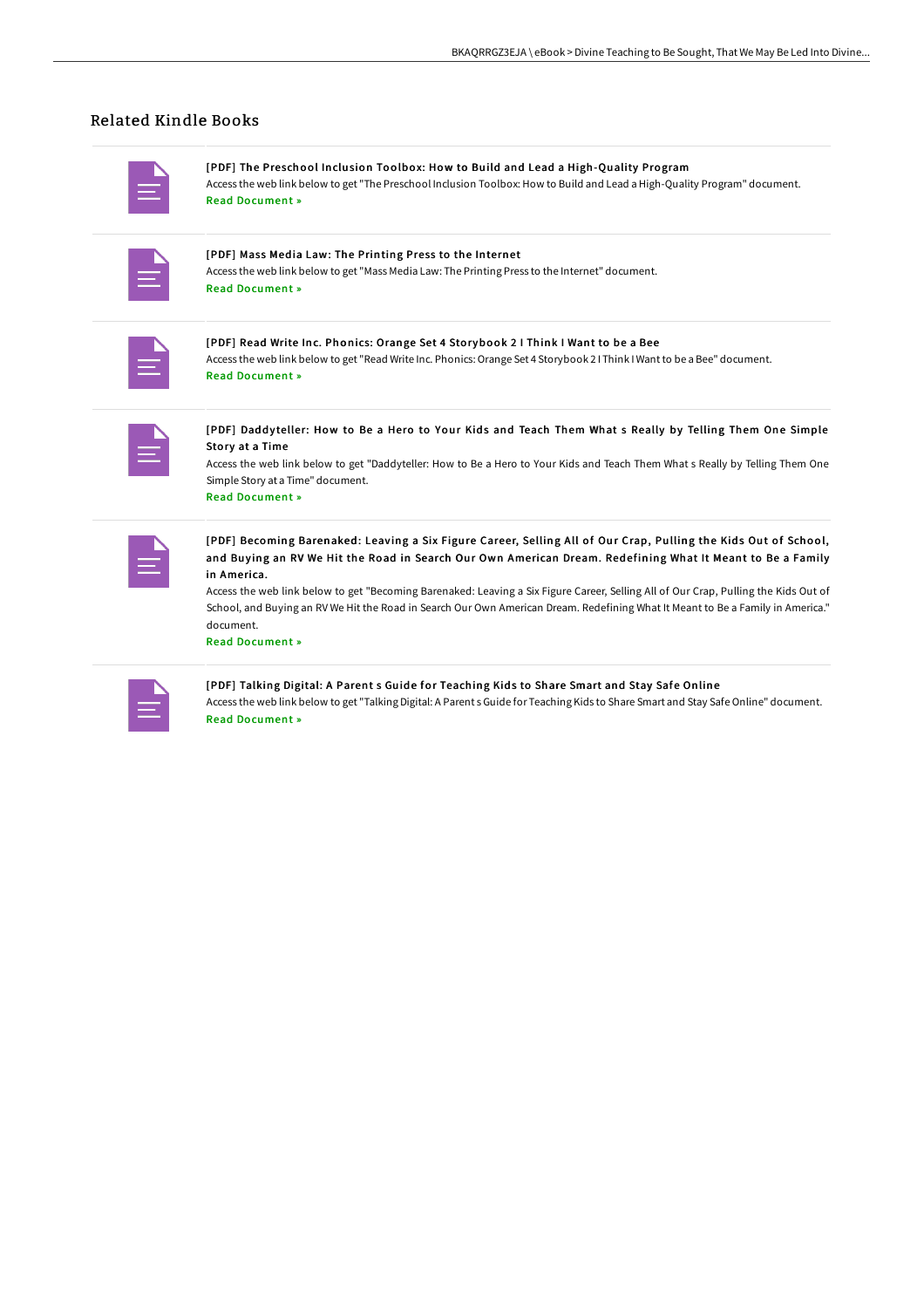## Related Kindle Books

[PDF] The Preschool Inclusion Toolbox: How to Build and Lead a High-Quality Program
Access the web link below to get "The Preschool Inclusion Toolbox: How to Build and Lead a High-Quality Program" document.
Read Document »

[PDF] Mass Media Law: The Printing Press to the Internet
Access the web link below to get "Mass Media Law: The Printing Press to the Internet" document.
Read Document »

[PDF] Read Write Inc. Phonics: Orange Set 4 Storybook 2 I Think I Want to be a Bee
Access the web link below to get "Read Write Inc. Phonics: Orange Set 4 Storybook 2 I Think I Want to be a Bee" document.
Read Document »

[PDF] Daddyteller: How to Be a Hero to Your Kids and Teach Them What s Really by Telling Them One Simple Story at a Time
Access the web link below to get "Daddyteller: How to Be a Hero to Your Kids and Teach Them What s Really by Telling Them One Simple Story at a Time" document.
Read Document »

[PDF] Becoming Barenaked: Leaving a Six Figure Career, Selling All of Our Crap, Pulling the Kids Out of School, and Buying an RV We Hit the Road in Search Our Own American Dream. Redefining What It Meant to Be a Family in America.
Access the web link below to get "Becoming Barenaked: Leaving a Six Figure Career, Selling All of Our Crap, Pulling the Kids Out of School, and Buying an RV We Hit the Road in Search Our Own American Dream. Redefining What It Meant to Be a Family in America." document.
Read Document »

[PDF] Talking Digital: A Parent s Guide for Teaching Kids to Share Smart and Stay Safe Online
Access the web link below to get "Talking Digital: A Parent s Guide for Teaching Kids to Share Smart and Stay Safe Online" document.
Read Document »